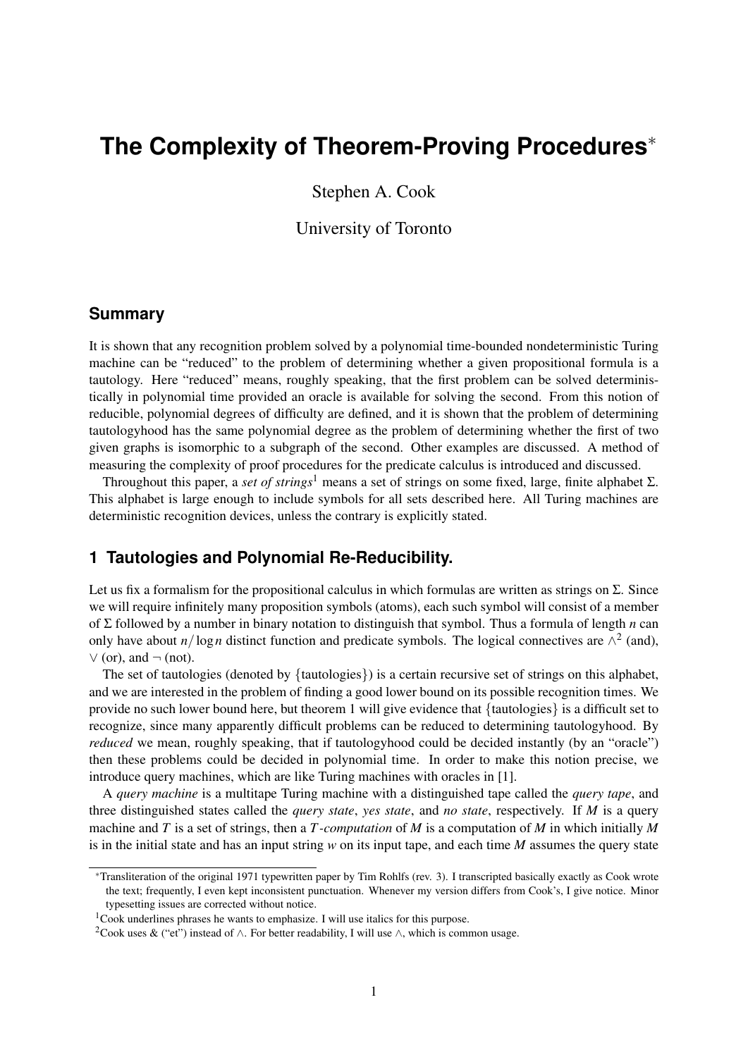# The Complexity of Theorem-Proving Procedures*

Stephen A. Cook

University of Toronto

## Summary

It is shown that any recognition problem solved by a polynomial time-bounded nondeterministic Turing machine can be "reduced" to the problem of determining whether a given propositional formula is a tautology. Here "reduced" means, roughly speaking, that the first problem can be solved deterministically in polynomial time provided an oracle is available for solving the second. From this notion of reducible, polynomial degrees of difficulty are defined, and it is shown that the problem of determining tautologyhood has the same polynomial degree as the problem of determining whether the first of two given graphs is isomorphic to a subgraph of the second. Other examples are discussed. A method of measuring the complexity of proof procedures for the predicate calculus is introduced and discussed.

Throughout this paper, a *set of strings*[1] means a set of strings on some fixed, large, finite alphabet $\Sigma$. This alphabet is large enough to include symbols for all sets described here. All Turing machines are deterministic recognition devices, unless the contrary is explicitly stated.

## 1 Tautologies and Polynomial Re-Reducibility.

Let us fix a formalism for the propositional calculus in which formulas are written as strings on $\Sigma$. Since we will require infinitely many proposition symbols (atoms), each such symbol will consist of a member of $\Sigma$ followed by a number in binary notation to distinguish that symbol. Thus a formula of length $n$ can only have about $n/\log n$ distinct function and predicate symbols. The logical connectives are $\wedge$[2] (and), $\vee$ (or), and $\neg$ (not).

The set of tautologies (denoted by $\{\text{tautologies}\}$) is a certain recursive set of strings on this alphabet, and we are interested in the problem of finding a good lower bound on its possible recognition times. We provide no such lower bound here, but theorem 1 will give evidence that $\{\text{tautologies}\}$ is a difficult set to recognize, since many apparently difficult problems can be reduced to determining tautologyhood. By *reduced* we mean, roughly speaking, that if tautologyhood could be decided instantly (by an "oracle") then these problems could be decided in polynomial time. In order to make this notion precise, we introduce query machines, which are like Turing machines with oracles in [1].

A *query machine* is a multitape Turing machine with a distinguished tape called the *query tape*, and three distinguished states called the *query state*, *yes state*, and *no state*, respectively. If $M$ is a query machine and $T$ is a set of strings, then a *$T$-computation* of $M$ is a computation of $M$ in which initially $M$ is in the initial state and has an input string $w$ on its input tape, and each time $M$ assumes the query state

---

*Transliteration of the original 1971 typewritten paper by Tim Rohlfs (rev. 3). I transcripted basically exactly as Cook wrote the text; frequently, I even kept inconsistent punctuation. Whenever my version differs from Cook's, I give notice. Minor typesetting issues are corrected without notice.

[1]Cook underlines phrases he wants to emphasize. I will use italics for this purpose.

[2]Cook uses & ("et") instead of $\wedge$. For better readability, I will use $\wedge$, which is common usage.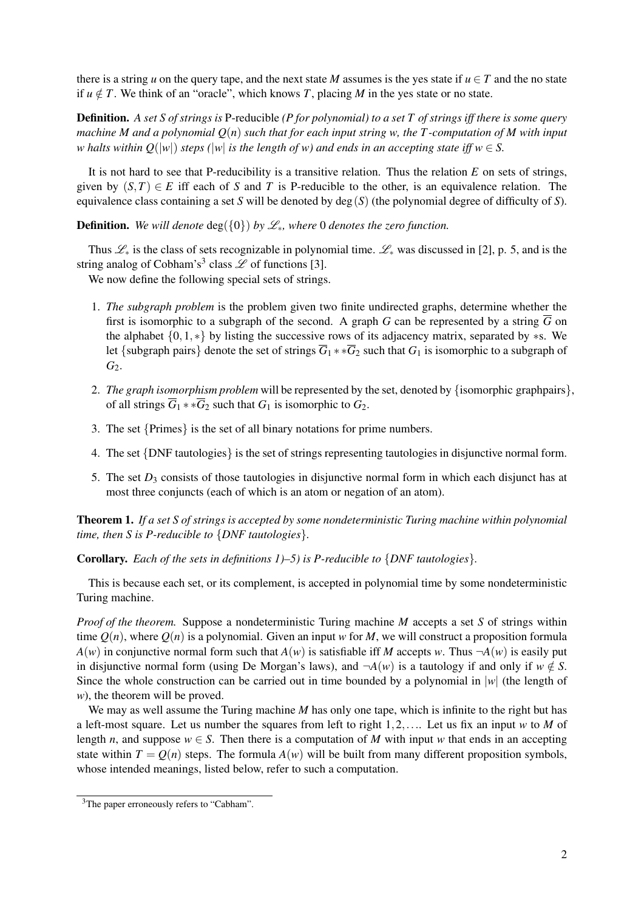there is a string $u$ on the query tape, and the next state $M$ assumes is the yes state if $u \in T$ and the no state if $u \notin T$. We think of an "oracle", which knows $T$, placing $M$ in the yes state or no state.

**Definition.** *A set $S$ of strings is* P-reducible *(P for polynomial) to a set $T$ of strings iff there is some query machine $M$ and a polynomial $Q(n)$ such that for each input string $w$, the $T$-computation of $M$ with input $w$ halts within $Q(|w|)$ steps ($|w|$ is the length of $w$) and ends in an accepting state iff $w \in S$.*

It is not hard to see that P-reducibility is a transitive relation. Thus the relation $E$ on sets of strings, given by $(S,T) \in E$ iff each of $S$ and $T$ is P-reducible to the other, is an equivalence relation. The equivalence class containing a set $S$ will be denoted by $\deg(S)$ (the polynomial degree of difficulty of $S$).

**Definition.** *We will denote $\deg(\{0\})$ by $\mathscr{L}_*$, where $0$ denotes the zero function.*

Thus $\mathscr{L}_*$ is the class of sets recognizable in polynomial time. $\mathscr{L}_*$ was discussed in [2], p. 5, and is the string analog of Cobham's[3] class $\mathscr{L}$ of functions [3].

We now define the following special sets of strings.

1. *The subgraph problem* is the problem given two finite undirected graphs, determine whether the first is isomorphic to a subgraph of the second. A graph $G$ can be represented by a string $\overline{G}$ on the alphabet $\{0,1,*\}$ by listing the successive rows of its adjacency matrix, separated by $*$s. We let {subgraph pairs} denote the set of strings $\overline{G}_1 ** \overline{G}_2$ such that $G_1$ is isomorphic to a subgraph of $G_2$.
2. *The graph isomorphism problem* will be represented by the set, denoted by {isomorphic graphpairs}, of all strings $\overline{G}_1 ** \overline{G}_2$ such that $G_1$ is isomorphic to $G_2$.
3. The set {Primes} is the set of all binary notations for prime numbers.
4. The set {DNF tautologies} is the set of strings representing tautologies in disjunctive normal form.
5. The set $D_3$ consists of those tautologies in disjunctive normal form in which each disjunct has at most three conjuncts (each of which is an atom or negation of an atom).

**Theorem 1.** *If a set $S$ of strings is accepted by some nondeterministic Turing machine within polynomial time, then $S$ is P-reducible to {DNF tautologies}.*

**Corollary.** *Each of the sets in definitions 1)–5) is P-reducible to {DNF tautologies}.*

This is because each set, or its complement, is accepted in polynomial time by some nondeterministic Turing machine.

*Proof of the theorem.* Suppose a nondeterministic Turing machine $M$ accepts a set $S$ of strings within time $Q(n)$, where $Q(n)$ is a polynomial. Given an input $w$ for $M$, we will construct a proposition formula $A(w)$ in conjunctive normal form such that $A(w)$ is satisfiable iff $M$ accepts $w$. Thus $\neg A(w)$ is easily put in disjunctive normal form (using De Morgan's laws), and $\neg A(w)$ is a tautology if and only if $w \notin S$. Since the whole construction can be carried out in time bounded by a polynomial in $|w|$ (the length of $w$), the theorem will be proved.

We may as well assume the Turing machine $M$ has only one tape, which is infinite to the right but has a left-most square. Let us number the squares from left to right $1,2,\ldots$. Let us fix an input $w$ to $M$ of length $n$, and suppose $w \in S$. Then there is a computation of $M$ with input $w$ that ends in an accepting state within $T = Q(n)$ steps. The formula $A(w)$ will be built from many different proposition symbols, whose intended meanings, listed below, refer to such a computation.

[3] The paper erroneously refers to "Cabham".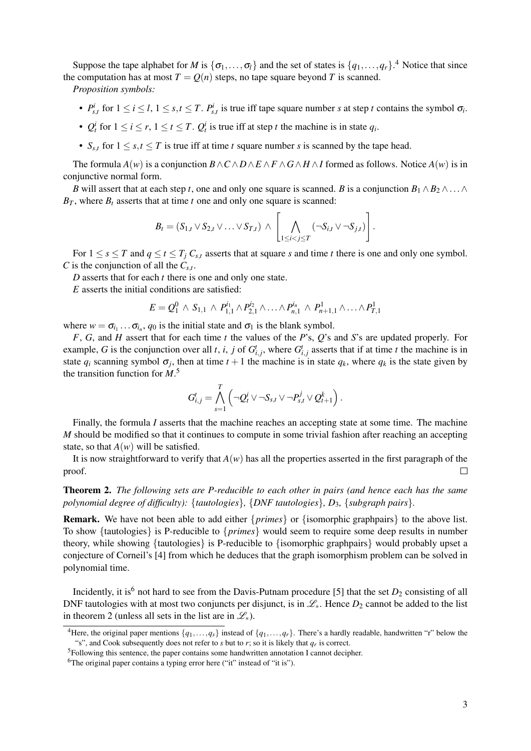Suppose the tape alphabet for $M$ is $\{\sigma_1, \dots, \sigma_l\}$ and the set of states is $\{q_1, \dots, q_r\}$.[4] Notice that since the computation has at most $T = Q(n)$ steps, no tape square beyond $T$ is scanned.

*Proposition symbols:*

- $P^i_{s,t}$ for $1 \le i \le l$, $1 \le s,t \le T$. $P^i_{s,t}$ is true iff tape square number $s$ at step $t$ contains the symbol $\sigma_i$.
- $Q^i_t$ for $1 \le i \le r$, $1 \le t \le T$. $Q^i_t$ is true iff at step $t$ the machine is in state $q_i$.
- $S_{s,t}$ for $1 \le s,t \le T$ is true iff at time $t$ square number $s$ is scanned by the tape head.

The formula $A(w)$ is a conjunction $B \wedge C \wedge D \wedge E \wedge F \wedge G \wedge H \wedge I$ formed as follows. Notice $A(w)$ is in conjunctive normal form.

$B$ will assert that at each step $t$, one and only one square is scanned. $B$ is a conjunction $B_1 \wedge B_2 \wedge \dots \wedge B_T$, where $B_t$ asserts that at time $t$ one and only one square is scanned:

$$B_t = (S_{1,t} \vee S_{2,t} \vee \dots \vee S_{T,t}) \ \wedge \ \left[ \bigwedge_{1 \le i < j \le T} (\neg S_{i,t} \vee \neg S_{j,t}) \right].$$

For $1 \le s \le T$ and $q \le t \le T_j$ $C_{s,t}$ asserts that at square $s$ and time $t$ there is one and only one symbol. $C$ is the conjunction of all the $C_{s,t}$.

$D$ asserts that for each $t$ there is one and only one state.

$E$ asserts the initial conditions are satisfied:

$$E = Q^0_1 \ \wedge \ S_{1,1} \ \wedge \ P^{i_1}_{1,1} \wedge P^{i_2}_{2,1} \wedge \dots \wedge P^{i_n}_{n,1} \ \wedge \ P^1_{n+1,1} \wedge \dots \wedge P^1_{T,1}$$

where $w = \sigma_{i_1} \dots \sigma_{i_n}$, $q_0$ is the initial state and $\sigma_1$ is the blank symbol.

$F$, $G$, and $H$ assert that for each time $t$ the values of the $P$'s, $Q$'s and $S$'s are updated properly. For example, $G$ is the conjunction over all $t$, $i$, $j$ of $G^t_{i,j}$, where $G^t_{i,j}$ asserts that if at time $t$ the machine is in state $q_i$ scanning symbol $\sigma_j$, then at time $t+1$ the machine is in state $q_k$, where $q_k$ is the state given by the transition function for $M$.[5]

$$G^t_{i,j} = \bigwedge_{s=1}^{T} \left( \neg Q^i_t \vee \neg S_{s,t} \vee \neg P^j_{s,t} \vee Q^k_{t+1} \right).$$

Finally, the formula $I$ asserts that the machine reaches an accepting state at some time. The machine $M$ should be modified so that it continues to compute in some trivial fashion after reaching an accepting state, so that $A(w)$ will be satisfied.

It is now straightforward to verify that $A(w)$ has all the properties asserted in the first paragraph of the proof. □

**Theorem 2.** *The following sets are P-reducible to each other in pairs (and hence each has the same polynomial degree of difficulty): {tautologies}, {DNF tautologies}, $D_3$, {subgraph pairs}.*

**Remark.** We have not been able to add either $\{primes\}$ or {isomorphic graphpairs} to the above list. To show {tautologies} is P-reducible to $\{primes\}$ would seem to require some deep results in number theory, while showing {tautologies} is P-reducible to {isomorphic graphpairs} would probably upset a conjecture of Corneil's [4] from which he deduces that the graph isomorphism problem can be solved in polynomial time.

Incidently, it is[6] not hard to see from the Davis-Putnam procedure [5] that the set $D_2$ consisting of all DNF tautologies with at most two conjuncts per disjunct, is in $\mathscr{L}_*$. Hence $D_2$ cannot be added to the list in theorem 2 (unless all sets in the list are in $\mathscr{L}_*$).

---

[4] Here, the original paper mentions $\{q_1, \dots, q_s\}$ instead of $\{q_1, \dots, q_r\}$. There's a hardly readable, handwritten "r" below the "s", and Cook subsequently does not refer to $s$ but to $r$; so it is likely that $q_r$ is correct.

[5] Following this sentence, the paper contains some handwritten annotation I cannot decipher.

[6] The original paper contains a typing error here ("it" instead of "it is").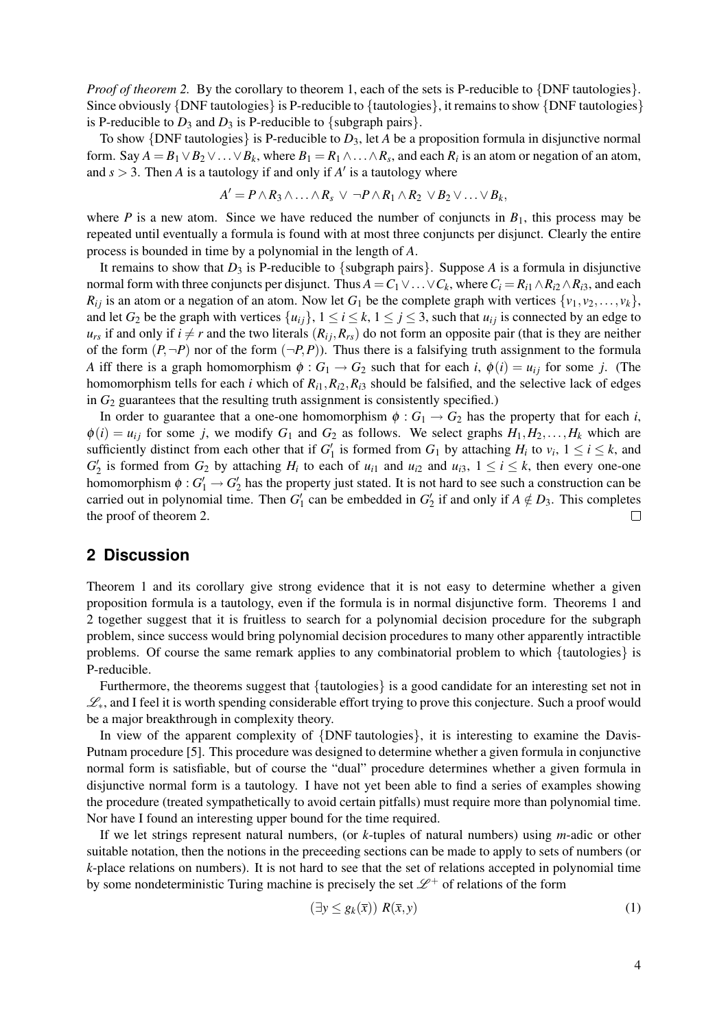*Proof of theorem 2.* By the corollary to theorem 1, each of the sets is P-reducible to {DNF tautologies}. Since obviously {DNF tautologies} is P-reducible to {tautologies}, it remains to show {DNF tautologies} is P-reducible to $D_3$ and $D_3$ is P-reducible to {subgraph pairs}.

To show {DNF tautologies} is P-reducible to $D_3$, let $A$ be a proposition formula in disjunctive normal form. Say $A = B_1 \vee B_2 \vee \ldots \vee B_k$, where $B_1 = R_1 \wedge \ldots \wedge R_s$, and each $R_i$ is an atom or negation of an atom, and $s > 3$. Then $A$ is a tautology if and only if $A'$ is a tautology where

$$A' = P \wedge R_3 \wedge \ldots \wedge R_s \ \vee \ \neg P \wedge R_1 \wedge R_2 \ \vee B_2 \vee \ldots \vee B_k,$$

where $P$ is a new atom. Since we have reduced the number of conjuncts in $B_1$, this process may be repeated until eventually a formula is found with at most three conjuncts per disjunct. Clearly the entire process is bounded in time by a polynomial in the length of $A$.

It remains to show that $D_3$ is P-reducible to {subgraph pairs}. Suppose $A$ is a formula in disjunctive normal form with three conjuncts per disjunct. Thus $A = C_1 \vee \ldots \vee C_k$, where $C_i = R_{i1} \wedge R_{i2} \wedge R_{i3}$, and each $R_{ij}$ is an atom or a negation of an atom. Now let $G_1$ be the complete graph with vertices $\{v_1, v_2, \ldots, v_k\}$, and let $G_2$ be the graph with vertices $\{u_{ij}\}$, $1 \leq i \leq k$, $1 \leq j \leq 3$, such that $u_{ij}$ is connected by an edge to $u_{rs}$ if and only if $i \neq r$ and the two literals $(R_{ij}, R_{rs})$ do not form an opposite pair (that is they are neither of the form $(P, \neg P)$ nor of the form $(\neg P, P)$). Thus there is a falsifying truth assignment to the formula $A$ iff there is a graph homomorphism $\phi : G_1 \to G_2$ such that for each $i$, $\phi(i) = u_{ij}$ for some $j$. (The homomorphism tells for each $i$ which of $R_{i1}, R_{i2}, R_{i3}$ should be falsified, and the selective lack of edges in $G_2$ guarantees that the resulting truth assignment is consistently specified.)

In order to guarantee that a one-one homomorphism $\phi : G_1 \to G_2$ has the property that for each $i$, $\phi(i) = u_{ij}$ for some $j$, we modify $G_1$ and $G_2$ as follows. We select graphs $H_1, H_2, \ldots, H_k$ which are sufficiently distinct from each other that if $G_1'$ is formed from $G_1$ by attaching $H_i$ to $v_i$, $1 \leq i \leq k$, and $G_2'$ is formed from $G_2$ by attaching $H_i$ to each of $u_{i1}$ and $u_{i2}$ and $u_{i3}$, $1 \leq i \leq k$, then every one-one homomorphism $\phi : G_1' \to G_2'$ has the property just stated. It is not hard to see such a construction can be carried out in polynomial time. Then $G_1'$ can be embedded in $G_2'$ if and only if $A \notin D_3$. This completes the proof of theorem 2. □

## 2 Discussion

Theorem 1 and its corollary give strong evidence that it is not easy to determine whether a given proposition formula is a tautology, even if the formula is in normal disjunctive form. Theorems 1 and 2 together suggest that it is fruitless to search for a polynomial decision procedure for the subgraph problem, since success would bring polynomial decision procedures to many other apparently intractible problems. Of course the same remark applies to any combinatorial problem to which {tautologies} is P-reducible.

Furthermore, the theorems suggest that {tautologies} is a good candidate for an interesting set not in $\mathscr{L}_*$, and I feel it is worth spending considerable effort trying to prove this conjecture. Such a proof would be a major breakthrough in complexity theory.

In view of the apparent complexity of {DNF tautologies}, it is interesting to examine the Davis-Putnam procedure [5]. This procedure was designed to determine whether a given formula in conjunctive normal form is satisfiable, but of course the "dual" procedure determines whether a given formula in disjunctive normal form is a tautology. I have not yet been able to find a series of examples showing the procedure (treated sympathetically to avoid certain pitfalls) must require more than polynomial time. Nor have I found an interesting upper bound for the time required.

If we let strings represent natural numbers, (or $k$-tuples of natural numbers) using $m$-adic or other suitable notation, then the notions in the preceeding sections can be made to apply to sets of numbers (or $k$-place relations on numbers). It is not hard to see that the set of relations accepted in polynomial time by some nondeterministic Turing machine is precisely the set $\mathscr{L}^+$ of relations of the form

$$(\exists y \leq g_k(\bar{x}))\ R(\bar{x}, y) \tag{1}$$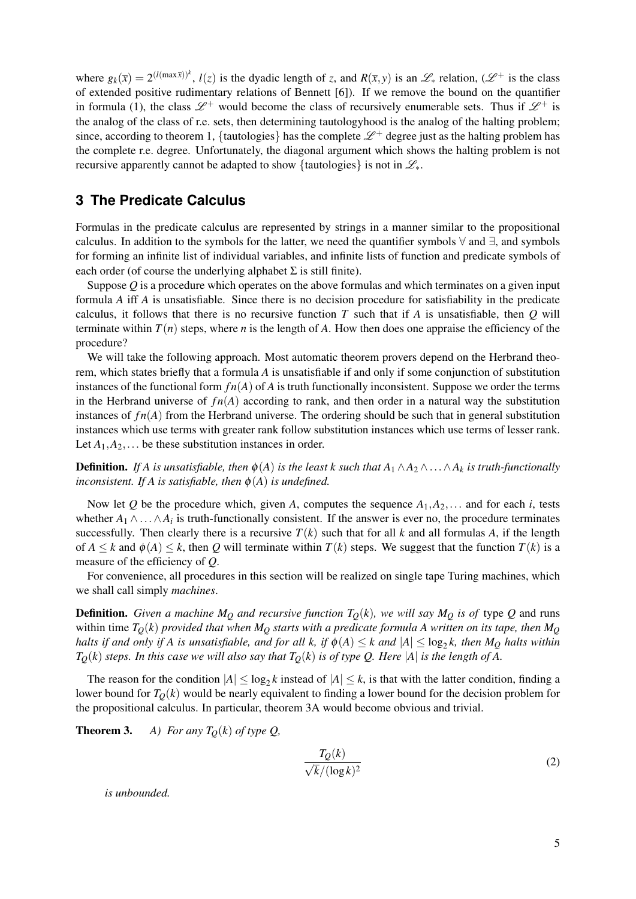where $g_k(\bar{x}) = 2^{(l(\max \bar{x}))^k}$, $l(z)$ is the dyadic length of $z$, and $R(\bar{x}, y)$ is an $\mathscr{L}_*$ relation, ($\mathscr{L}^+$ is the class of extended positive rudimentary relations of Bennett [6]). If we remove the bound on the quantifier in formula (1), the class $\mathscr{L}^+$ would become the class of recursively enumerable sets. Thus if $\mathscr{L}^+$ is the analog of the class of r.e. sets, then determining tautologyhood is the analog of the halting problem; since, according to theorem 1, {tautologies} has the complete $\mathscr{L}^+$ degree just as the halting problem has the complete r.e. degree. Unfortunately, the diagonal argument which shows the halting problem is not recursive apparently cannot be adapted to show {tautologies} is not in $\mathscr{L}_*$.

## 3 The Predicate Calculus

Formulas in the predicate calculus are represented by strings in a manner similar to the propositional calculus. In addition to the symbols for the latter, we need the quantifier symbols $\forall$ and $\exists$, and symbols for forming an infinite list of individual variables, and infinite lists of function and predicate symbols of each order (of course the underlying alphabet $\Sigma$ is still finite).

Suppose $Q$ is a procedure which operates on the above formulas and which terminates on a given input formula $A$ iff $A$ is unsatisfiable. Since there is no decision procedure for satisfiability in the predicate calculus, it follows that there is no recursive function $T$ such that if $A$ is unsatisfiable, then $Q$ will terminate within $T(n)$ steps, where $n$ is the length of $A$. How then does one appraise the efficiency of the procedure?

We will take the following approach. Most automatic theorem provers depend on the Herbrand theorem, which states briefly that a formula $A$ is unsatisfiable if and only if some conjunction of substitution instances of the functional form $fn(A)$ of $A$ is truth functionally inconsistent. Suppose we order the terms in the Herbrand universe of $fn(A)$ according to rank, and then order in a natural way the substitution instances of $fn(A)$ from the Herbrand universe. The ordering should be such that in general substitution instances which use terms with greater rank follow substitution instances which use terms of lesser rank. Let $A_1, A_2, \ldots$ be these substitution instances in order.

**Definition.** *If $A$ is unsatisfiable, then $\phi(A)$ is the least $k$ such that $A_1 \wedge A_2 \wedge \ldots \wedge A_k$ is truth-functionally inconsistent. If $A$ is satisfiable, then $\phi(A)$ is undefined.*

Now let $Q$ be the procedure which, given $A$, computes the sequence $A_1, A_2, \ldots$ and for each $i$, tests whether $A_1 \wedge \ldots \wedge A_i$ is truth-functionally consistent. If the answer is ever no, the procedure terminates successfully. Then clearly there is a recursive $T(k)$ such that for all $k$ and all formulas $A$, if the length of $A \leq k$ and $\phi(A) \leq k$, then $Q$ will terminate within $T(k)$ steps. We suggest that the function $T(k)$ is a measure of the efficiency of $Q$.

For convenience, all procedures in this section will be realized on single tape Turing machines, which we shall call simply *machines*.

**Definition.** *Given a machine $M_Q$ and recursive function $T_Q(k)$, we will say $M_Q$ is of* type $Q$ and runs within time $T_Q(k)$ *provided that when $M_Q$ starts with a predicate formula $A$ written on its tape, then $M_Q$ halts if and only if $A$ is unsatisfiable, and for all $k$, if $\phi(A) \leq k$ and $|A| \leq \log_2 k$, then $M_Q$ halts within $T_Q(k)$ steps. In this case we will also say that $T_Q(k)$ is of type $Q$. Here $|A|$ is the length of $A$.*

The reason for the condition $|A| \leq \log_2 k$ instead of $|A| \leq k$, is that with the latter condition, finding a lower bound for $T_Q(k)$ would be nearly equivalent to finding a lower bound for the decision problem for the propositional calculus. In particular, theorem 3A would become obvious and trivial.

**Theorem 3.** *A) For any $T_Q(k)$ of type $Q$,*

$$\frac{T_Q(k)}{\sqrt{k}/(\log k)^2} \tag{2}$$

*is unbounded.*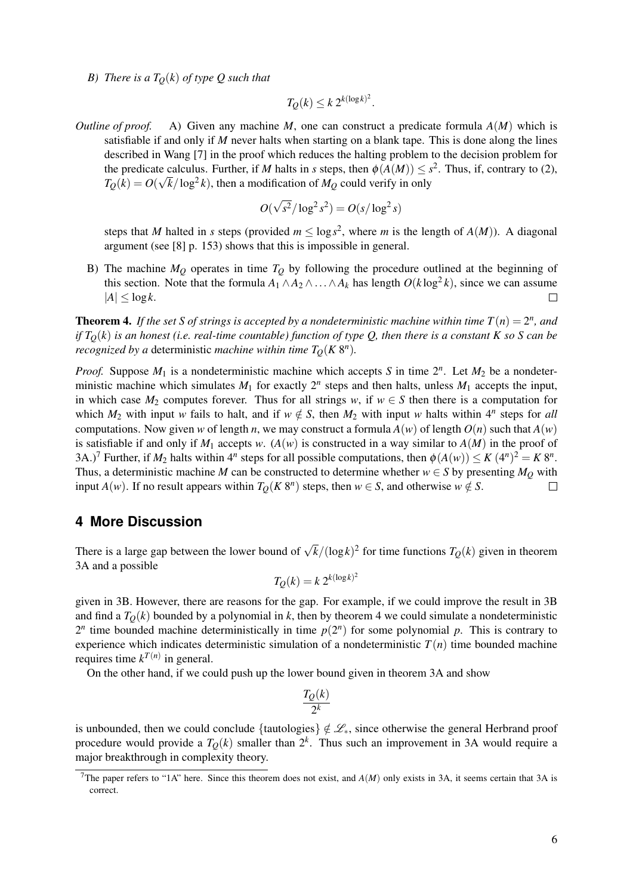*B) There is a $T_Q(k)$ of type $Q$ such that*

$$T_Q(k) \leq k\, 2^{k(\log k)^2}.$$

*Outline of proof.* A) Given any machine $M$, one can construct a predicate formula $A(M)$ which is satisfiable if and only if $M$ never halts when starting on a blank tape. This is done along the lines described in Wang [7] in the proof which reduces the halting problem to the decision problem for the predicate calculus. Further, if $M$ halts in $s$ steps, then $\phi(A(M)) \leq s^2$. Thus, if, contrary to (2), $T_Q(k) = O(\sqrt{k}/\log^2 k)$, then a modification of $M_Q$ could verify in only

$$O(\sqrt{s^2}/\log^2 s^2) = O(s/\log^2 s)$$

steps that $M$ halted in $s$ steps (provided $m \leq \log s^2$, where $m$ is the length of $A(M)$). A diagonal argument (see [8] p. 153) shows that this is impossible in general.

B) The machine $M_Q$ operates in time $T_Q$ by following the procedure outlined at the beginning of this section. Note that the formula $A_1 \wedge A_2 \wedge \ldots \wedge A_k$ has length $O(k \log^2 k)$, since we can assume $|A| \leq \log k$. □

**Theorem 4.** *If the set $S$ of strings is accepted by a nondeterministic machine within time $T(n) = 2^n$, and if $T_Q(k)$ is an honest (i.e. real-time countable) function of type $Q$, then there is a constant $K$ so $S$ can be recognized by a* deterministic *machine within time $T_Q(K\, 8^n)$.*

*Proof.* Suppose $M_1$ is a nondeterministic machine which accepts $S$ in time $2^n$. Let $M_2$ be a nondeterministic machine which simulates $M_1$ for exactly $2^n$ steps and then halts, unless $M_1$ accepts the input, in which case $M_2$ computes forever. Thus for all strings $w$, if $w \in S$ then there is a computation for which $M_2$ with input $w$ fails to halt, and if $w \notin S$, then $M_2$ with input $w$ halts within $4^n$ steps for *all* computations. Now given $w$ of length $n$, we may construct a formula $A(w)$ of length $O(n)$ such that $A(w)$ is satisfiable if and only if $M_1$ accepts $w$. ($A(w)$ is constructed in a way similar to $A(M)$ in the proof of 3A.)[7] Further, if $M_2$ halts within $4^n$ steps for all possible computations, then $\phi(A(w)) \leq K\,(4^n)^2 = K\, 8^n$. Thus, a deterministic machine $M$ can be constructed to determine whether $w \in S$ by presenting $M_Q$ with input $A(w)$. If no result appears within $T_Q(K\, 8^n)$ steps, then $w \in S$, and otherwise $w \notin S$. □

## 4 More Discussion

There is a large gap between the lower bound of $\sqrt{k}/(\log k)^2$ for time functions $T_Q(k)$ given in theorem 3A and a possible

$$T_Q(k) = k\, 2^{k(\log k)^2}$$

given in 3B. However, there are reasons for the gap. For example, if we could improve the result in 3B and find a $T_Q(k)$ bounded by a polynomial in $k$, then by theorem 4 we could simulate a nondeterministic $2^n$ time bounded machine deterministically in time $p(2^n)$ for some polynomial $p$. This is contrary to experience which indicates deterministic simulation of a nondeterministic $T(n)$ time bounded machine requires time $k^{T(n)}$ in general.

On the other hand, if we could push up the lower bound given in theorem 3A and show

$$\frac{T_Q(k)}{2^k}$$

is unbounded, then we could conclude $\{\text{tautologies}\} \notin \mathscr{L}_*$, since otherwise the general Herbrand proof procedure would provide a $T_Q(k)$ smaller than $2^k$. Thus such an improvement in 3A would require a major breakthrough in complexity theory.

[7] The paper refers to "1A" here. Since this theorem does not exist, and $A(M)$ only exists in 3A, it seems certain that 3A is correct.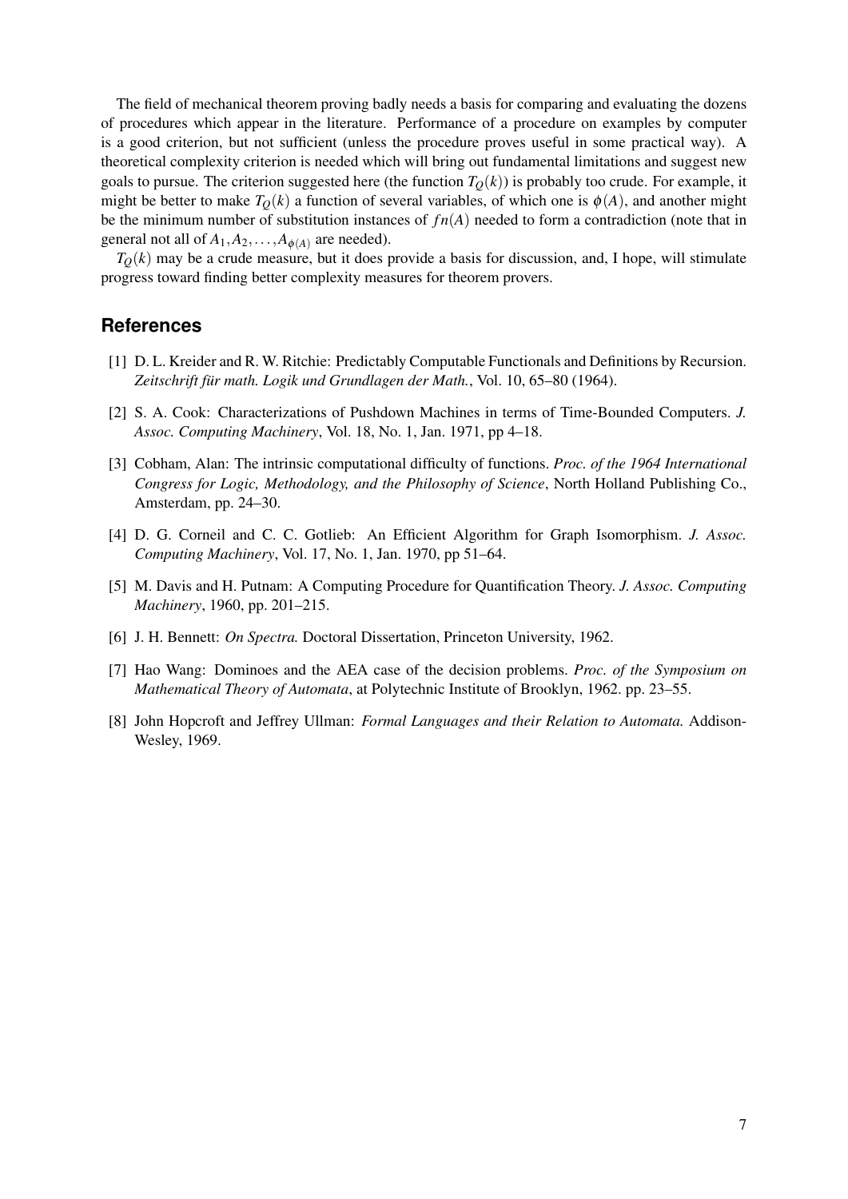The field of mechanical theorem proving badly needs a basis for comparing and evaluating the dozens of procedures which appear in the literature. Performance of a procedure on examples by computer is a good criterion, but not sufficient (unless the procedure proves useful in some practical way). A theoretical complexity criterion is needed which will bring out fundamental limitations and suggest new goals to pursue. The criterion suggested here (the function $T_Q(k)$) is probably too crude. For example, it might be better to make $T_Q(k)$ a function of several variables, of which one is $\phi(A)$, and another might be the minimum number of substitution instances of $fn(A)$ needed to form a contradiction (note that in general not all of $A_1, A_2, \ldots, A_{\phi(A)}$ are needed).

$T_Q(k)$ may be a crude measure, but it does provide a basis for discussion, and, I hope, will stimulate progress toward finding better complexity measures for theorem provers.

## References

[1] D. L. Kreider and R. W. Ritchie: Predictably Computable Functionals and Definitions by Recursion. *Zeitschrift für math. Logik und Grundlagen der Math.*, Vol. 10, 65–80 (1964).

[2] S. A. Cook: Characterizations of Pushdown Machines in terms of Time-Bounded Computers. *J. Assoc. Computing Machinery*, Vol. 18, No. 1, Jan. 1971, pp 4–18.

[3] Cobham, Alan: The intrinsic computational difficulty of functions. *Proc. of the 1964 International Congress for Logic, Methodology, and the Philosophy of Science*, North Holland Publishing Co., Amsterdam, pp. 24–30.

[4] D. G. Corneil and C. C. Gotlieb: An Efficient Algorithm for Graph Isomorphism. *J. Assoc. Computing Machinery*, Vol. 17, No. 1, Jan. 1970, pp 51–64.

[5] M. Davis and H. Putnam: A Computing Procedure for Quantification Theory. *J. Assoc. Computing Machinery*, 1960, pp. 201–215.

[6] J. H. Bennett: *On Spectra.* Doctoral Dissertation, Princeton University, 1962.

[7] Hao Wang: Dominoes and the AEA case of the decision problems. *Proc. of the Symposium on Mathematical Theory of Automata*, at Polytechnic Institute of Brooklyn, 1962. pp. 23–55.

[8] John Hopcroft and Jeffrey Ullman: *Formal Languages and their Relation to Automata.* Addison-Wesley, 1969.